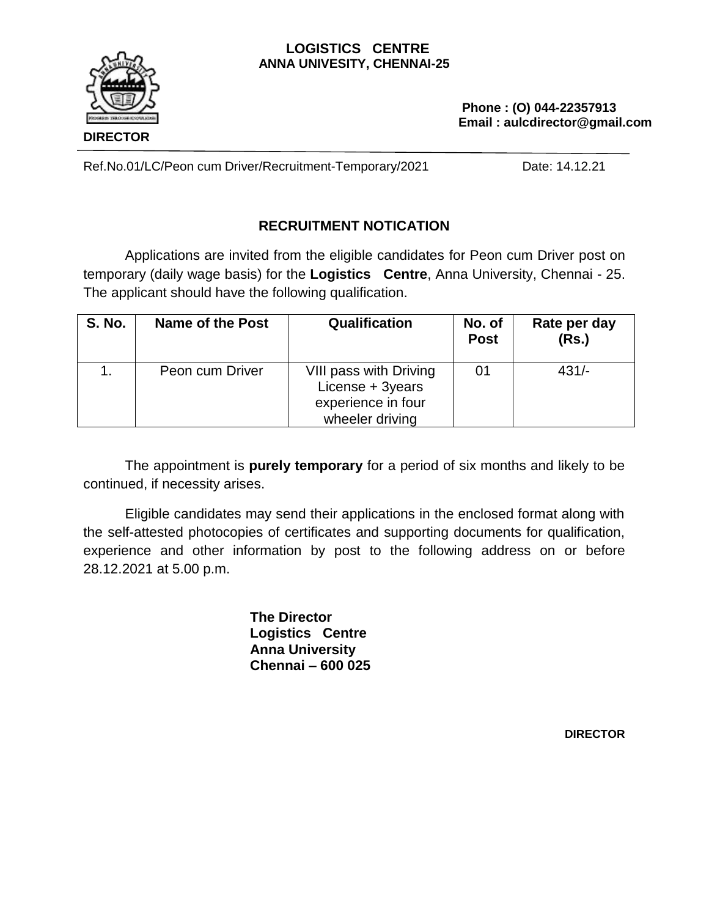**LOGISTICS CENTRE**
**ANNA UNIVESITY, CHENNAI-25**

**DIRECTOR**

**Phone : (O) 044-22357913**
**Email : aulcdirector@gmail.com**

Ref.No.01/LC/Peon cum Driver/Recruitment-Temporary/2021 Date: 14.12.21

## RECRUITMENT NOTICATION

Applications are invited from the eligible candidates for Peon cum Driver post on temporary (daily wage basis) for the **Logistics Centre**, Anna University, Chennai - 25. The applicant should have the following qualification.

| S. No. | Name of the Post | Qualification | No. of Post | Rate per day (Rs.) |
|---|---|---|---|---|
| 1. | Peon cum Driver | VIII pass with Driving License + 3years experience in four wheeler driving | 01 | 431/- |

The appointment is **purely temporary** for a period of six months and likely to be continued, if necessity arises.

Eligible candidates may send their applications in the enclosed format along with the self-attested photocopies of certificates and supporting documents for qualification, experience and other information by post to the following address on or before 28.12.2021 at 5.00 p.m.

**The Director**
**Logistics Centre**
**Anna University**
**Chennai – 600 025**

**DIRECTOR**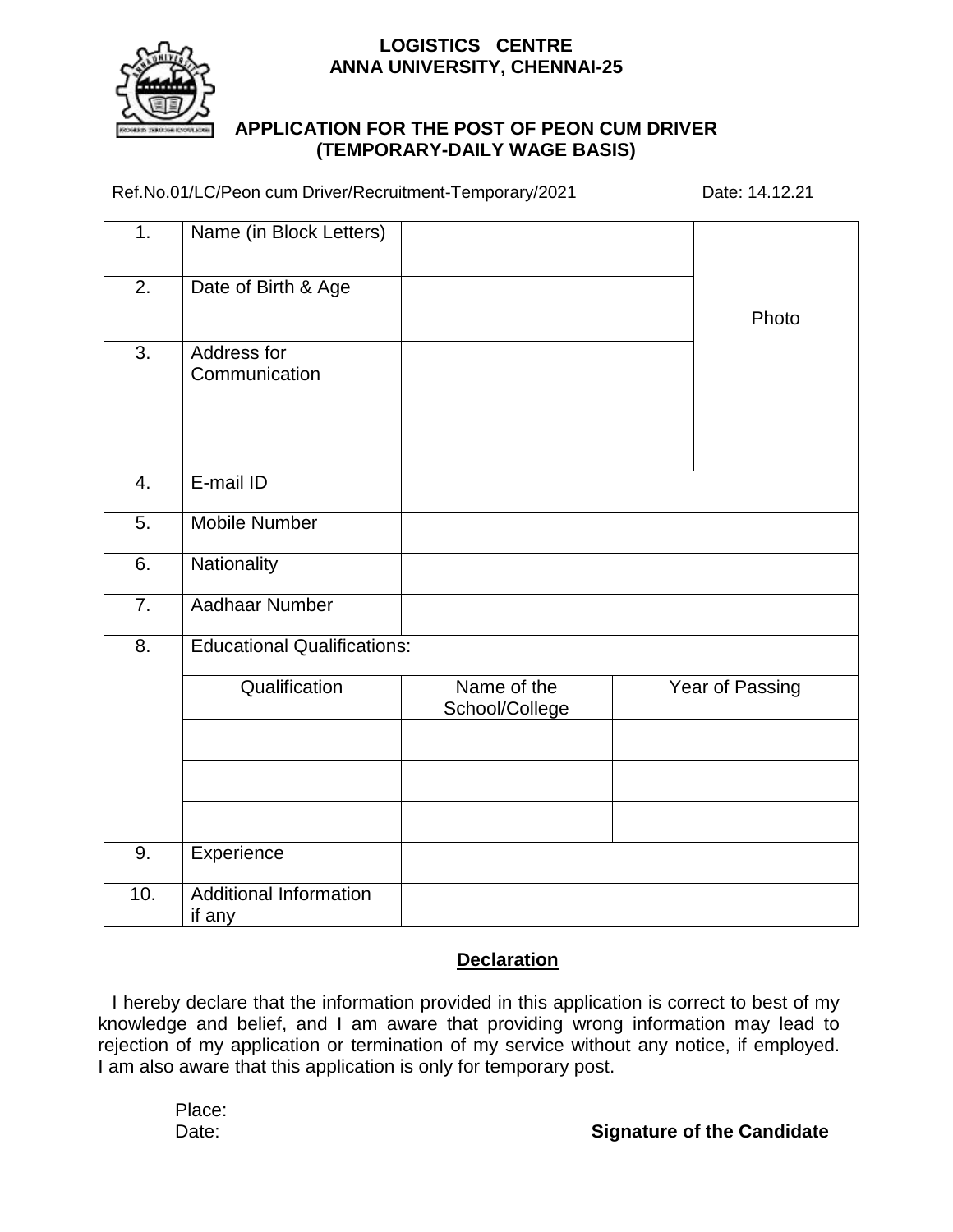**LOGISTICS CENTRE**
**ANNA UNIVERSITY, CHENNAI-25**

## APPLICATION FOR THE POST OF PEON CUM DRIVER (TEMPORARY-DAILY WAGE BASIS)

Ref.No.01/LC/Peon cum Driver/Recruitment-Temporary/2021 Date: 14.12.21

| | | | | |
|---|---|---|---|---|
| 1. | Name (in Block Letters) | | | Photo |
| 2. | Date of Birth & Age | | | |
| 3. | Address for Communication | | | |
| 4. | E-mail ID | | | |
| 5. | Mobile Number | | | |
| 6. | Nationality | | | |
| 7. | Aadhaar Number | | | |
| 8. | Educational Qualifications: | | | |
| | Qualification | Name of the School/College | Year of Passing | |
| | | | | |
| | | | | |
| | | | | |
| 9. | Experience | | | |
| 10. | Additional Information if any | | | |

**Declaration**

I hereby declare that the information provided in this application is correct to best of my knowledge and belief, and I am aware that providing wrong information may lead to rejection of my application or termination of my service without any notice, if employed. I am also aware that this application is only for temporary post.

Place:

Date: **Signature of the Candidate**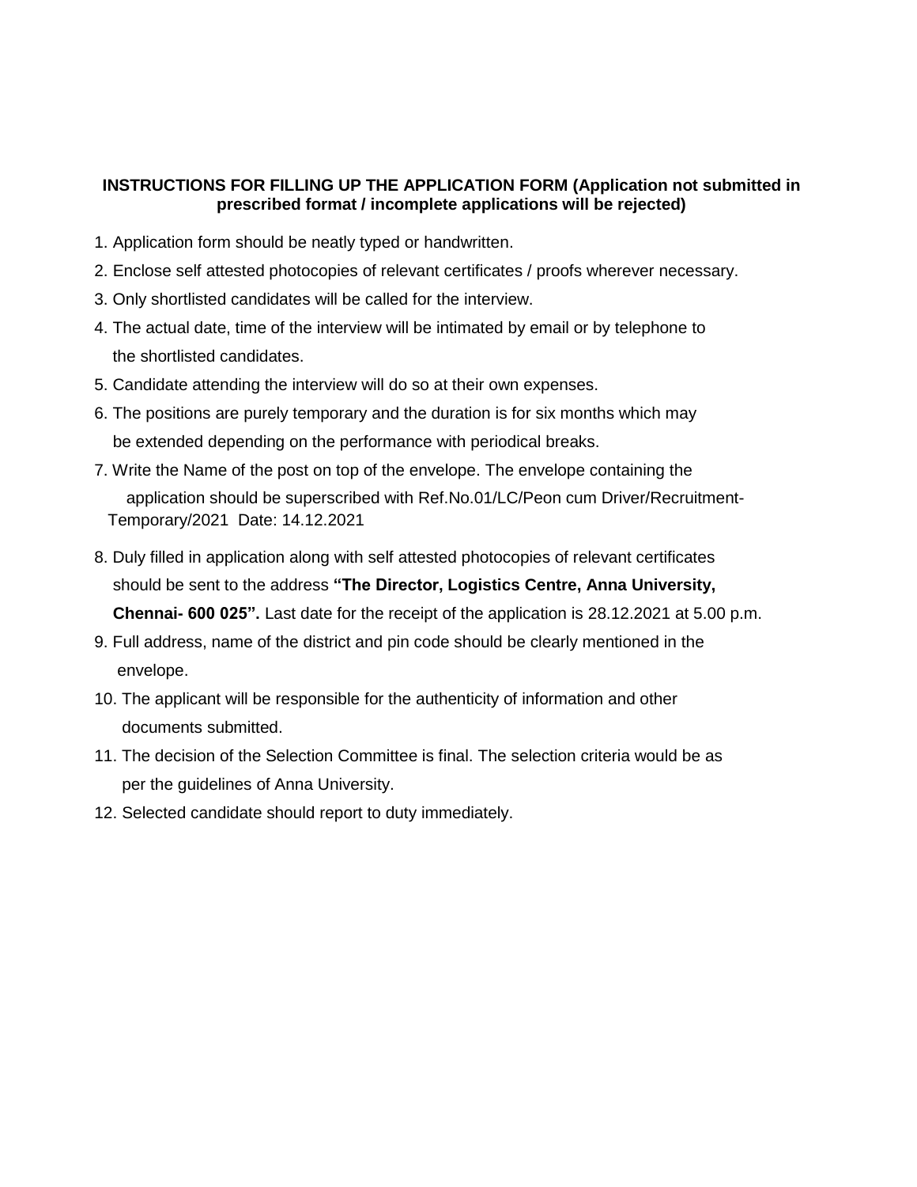**INSTRUCTIONS FOR FILLING UP THE APPLICATION FORM (Application not submitted in prescribed format / incomplete applications will be rejected)**

1. Application form should be neatly typed or handwritten.
2. Enclose self attested photocopies of relevant certificates / proofs wherever necessary.
3. Only shortlisted candidates will be called for the interview.
4. The actual date, time of the interview will be intimated by email or by telephone to the shortlisted candidates.
5. Candidate attending the interview will do so at their own expenses.
6. The positions are purely temporary and the duration is for six months which may be extended depending on the performance with periodical breaks.
7. Write the Name of the post on top of the envelope. The envelope containing the application should be superscribed with Ref.No.01/LC/Peon cum Driver/Recruitment-Temporary/2021 Date: 14.12.2021
8. Duly filled in application along with self attested photocopies of relevant certificates should be sent to the address **"The Director, Logistics Centre, Anna University, Chennai- 600 025".** Last date for the receipt of the application is 28.12.2021 at 5.00 p.m.
9. Full address, name of the district and pin code should be clearly mentioned in the envelope.
10. The applicant will be responsible for the authenticity of information and other documents submitted.
11. The decision of the Selection Committee is final. The selection criteria would be as per the guidelines of Anna University.
12. Selected candidate should report to duty immediately.